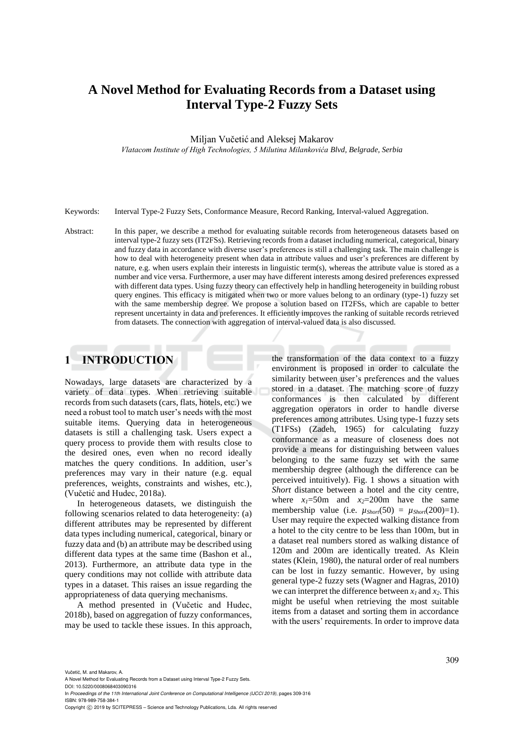# A Novel Method for Evaluating Records from a Dataset using Interval Type-2 Fuzzy Sets

Miljan Vučetić and Aleksej Makarov

*Vlatacom Institute of High Technologies, 5 Milutina Milankovića Blvd, Belgrade, Serbia*

Keywords: Interval Type-2 Fuzzy Sets, Conformance Measure, Record Ranking, Interval-valued Aggregation.

Abstract: In this paper, we describe a method for evaluating suitable records from heterogeneous datasets based on interval type-2 fuzzy sets (IT2FSs). Retrieving records from a dataset including numerical, categorical, binary and fuzzy data in accordance with diverse user's preferences is still a challenging task. The main challenge is how to deal with heterogeneity present when data in attribute values and user's preferences are different by nature, e.g. when users explain their interests in linguistic term(s), whereas the attribute value is stored as a number and vice versa. Furthermore, a user may have different interests among desired preferences expressed with different data types. Using fuzzy theory can effectively help in handling heterogeneity in building robust query engines. This efficacy is mitigated when two or more values belong to an ordinary (type-1) fuzzy set with the same membership degree. We propose a solution based on IT2FSs, which are capable to better represent uncertainty in data and preferences. It efficiently improves the ranking of suitable records retrieved from datasets. The connection with aggregation of interval-valued data is also discussed.

## 1 INTRODUCTION

Nowadays, large datasets are characterized by a variety of data types. When retrieving suitable records from such datasets (cars, flats, hotels, etc.) we need a robust tool to match user's needs with the most suitable items. Querying data in heterogeneous datasets is still a challenging task. Users expect a query process to provide them with results close to the desired ones, even when no record ideally matches the query conditions. In addition, user's preferences may vary in their nature (e.g. equal preferences, weights, constraints and wishes, etc.), (Vučetić and Hudec, 2018a).

In heterogeneous datasets, we distinguish the following scenarios related to data heterogeneity: (a) different attributes may be represented by different data types including numerical, categorical, binary or fuzzy data and (b) an attribute may be described using different data types at the same time (Bashon et al., 2013). Furthermore, an attribute data type in the query conditions may not collide with attribute data types in a dataset. This raises an issue regarding the appropriateness of data querying mechanisms.

A method presented in (Vučetic and Hudec, 2018b), based on aggregation of fuzzy conformances, may be used to tackle these issues. In this approach, the transformation of the data context to a fuzzy environment is proposed in order to calculate the similarity between user's preferences and the values stored in a dataset. The matching score of fuzzy conformances is then calculated by different aggregation operators in order to handle diverse preferences among attributes. Using type-1 fuzzy sets (T1FSs) (Zadeh, 1965) for calculating fuzzy conformance as a measure of closeness does not provide a means for distinguishing between values belonging to the same fuzzy set with the same membership degree (although the difference can be perceived intuitively). Fig. 1 shows a situation with *Short* distance between a hotel and the city centre, where $x_1$=50m and $x_2$=200m have the same membership value (i.e. $\mu_{Short}(50) = \mu_{Short}(200)$=1). User may require the expected walking distance from a hotel to the city centre to be less than 100m, but in a dataset real numbers stored as walking distance of 120m and 200m are identically treated. As Klein states (Klein, 1980), the natural order of real numbers can be lost in fuzzy semantic. However, by using general type-2 fuzzy sets (Wagner and Hagras, 2010) we can interpret the difference between $x_1$ and $x_2$. This might be useful when retrieving the most suitable items from a dataset and sorting them in accordance with the users' requirements. In order to improve data

Vučetić, M. and Makarov, A.
A Novel Method for Evaluating Records from a Dataset using Interval Type-2 Fuzzy Sets.
DOI: 10.5220/0008068403090316
In *Proceedings of the 11th International Joint Conference on Computational Intelligence (IJCCI 2019)*, pages 309-316
ISBN: 978-989-758-384-1
Copyright © 2019 by SCITEPRESS – Science and Technology Publications, Lda. All rights reserved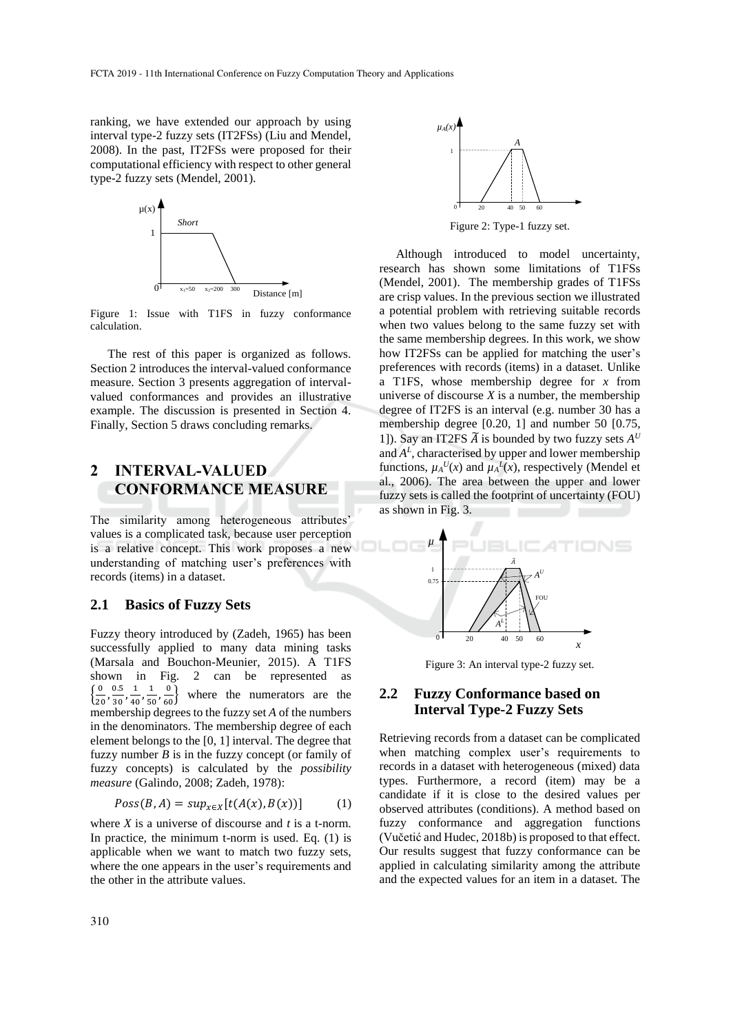ranking, we have extended our approach by using interval type-2 fuzzy sets (IT2FSs) (Liu and Mendel, 2008). In the past, IT2FSs were proposed for their computational efficiency with respect to other general type-2 fuzzy sets (Mendel, 2001).

Figure 1: Issue with T1FS in fuzzy conformance calculation.

The rest of this paper is organized as follows. Section 2 introduces the interval-valued conformance measure. Section 3 presents aggregation of interval-valued conformances and provides an illustrative example. The discussion is presented in Section 4. Finally, Section 5 draws concluding remarks.

## 2 INTERVAL-VALUED CONFORMANCE MEASURE

The similarity among heterogeneous attributes' values is a complicated task, because user perception is a relative concept. This work proposes a new understanding of matching user's preferences with records (items) in a dataset.

### 2.1 Basics of Fuzzy Sets

Fuzzy theory introduced by (Zadeh, 1965) has been successfully applied to many data mining tasks (Marsala and Bouchon-Meunier, 2015). A T1FS shown in Fig. 2 can be represented as $\left\{\frac{0}{20}, \frac{0.5}{30}, \frac{1}{40}, \frac{1}{50}, \frac{0}{60}\right\}$ where the numerators are the membership degrees to the fuzzy set *A* of the numbers in the denominators. The membership degree of each element belongs to the [0, 1] interval. The degree that fuzzy number *B* is in the fuzzy concept (or family of fuzzy concepts) is calculated by the *possibility measure* (Galindo, 2008; Zadeh, 1978):

$$Poss(B, A) = sup_{x \in X}[t(A(x), B(x))] \tag{1}$$

where *X* is a universe of discourse and *t* is a t-norm. In practice, the minimum t-norm is used. Eq. (1) is applicable when we want to match two fuzzy sets, where the one appears in the user's requirements and the other in the attribute values.

Figure 2: Type-1 fuzzy set.

Although introduced to model uncertainty, research has shown some limitations of T1FSs (Mendel, 2001). The membership grades of T1FSs are crisp values. In the previous section we illustrated a potential problem with retrieving suitable records when two values belong to the same fuzzy set with the same membership degrees. In this work, we show how IT2FSs can be applied for matching the user's preferences with records (items) in a dataset. Unlike a T1FS, whose membership degree for *x* from universe of discourse *X* is a number, the membership degree of IT2FS is an interval (e.g. number 30 has a membership degree [0.20, 1] and number 50 [0.75, 1]). Say an IT2FS $\tilde{A}$ is bounded by two fuzzy sets $A^U$ and $A^L$, characterised by upper and lower membership functions, $\mu_A{}^U(x)$ and $\mu_A{}^L(x)$, respectively (Mendel et al., 2006). The area between the upper and lower fuzzy sets is called the footprint of uncertainty (FOU) as shown in Fig. 3.

Figure 3: An interval type-2 fuzzy set.

### 2.2 Fuzzy Conformance based on Interval Type-2 Fuzzy Sets

Retrieving records from a dataset can be complicated when matching complex user's requirements to records in a dataset with heterogeneous (mixed) data types. Furthermore, a record (item) may be a candidate if it is close to the desired values per observed attributes (conditions). A method based on fuzzy conformance and aggregation functions (Vučetić and Hudec, 2018b) is proposed to that effect. Our results suggest that fuzzy conformance can be applied in calculating similarity among the attribute and the expected values for an item in a dataset. The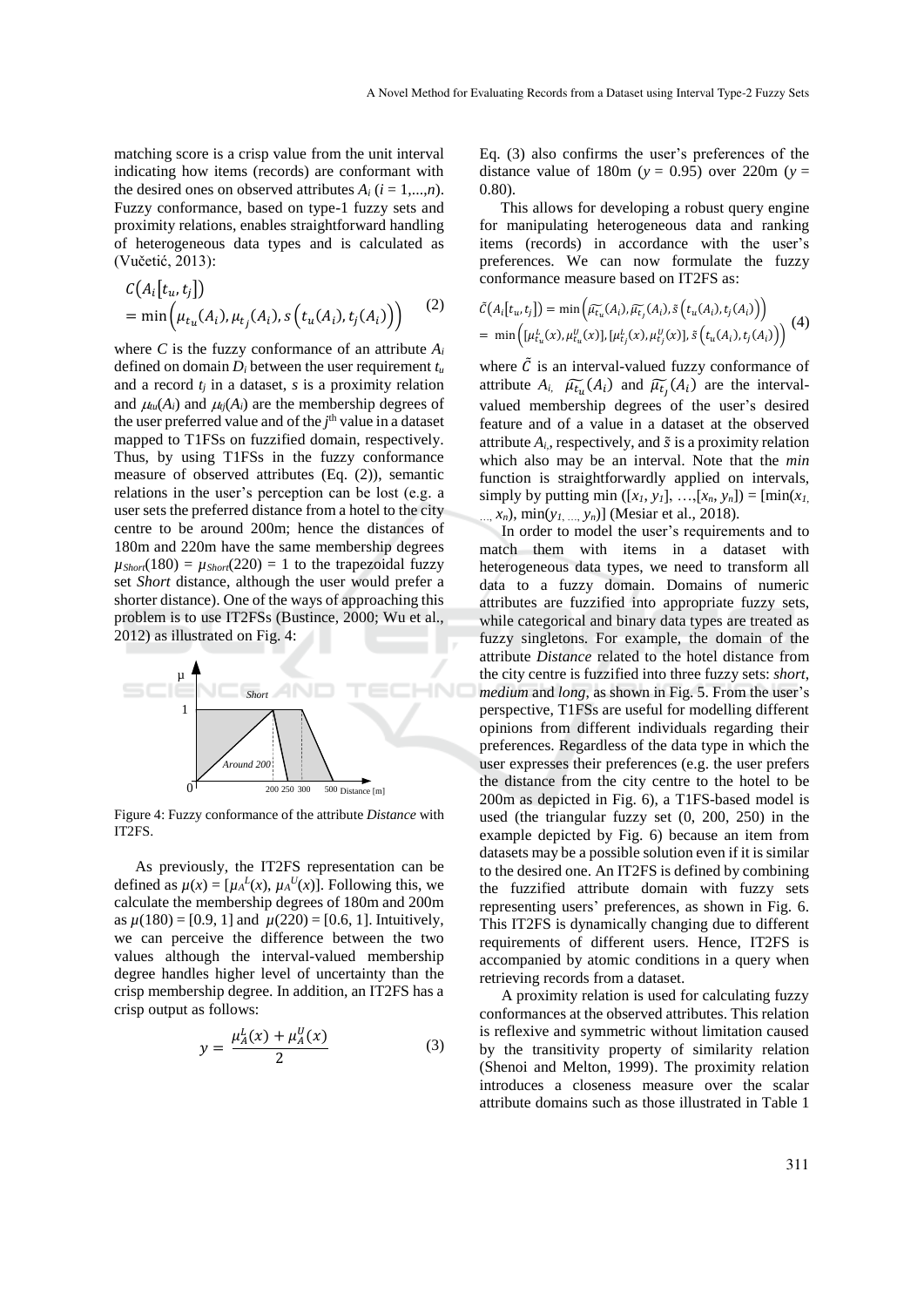matching score is a crisp value from the unit interval indicating how items (records) are conformant with the desired ones on observed attributes $A_i$ ($i = 1,...,n$). Fuzzy conformance, based on type-1 fuzzy sets and proximity relations, enables straightforward handling of heterogeneous data types and is calculated as (Vučetić, 2013):

$$C\left(A_i[t_u, t_j]\right) = \min\left(\mu_{t_u}(A_i), \mu_{t_j}(A_i), s\left(t_u(A_i), t_j(A_i)\right)\right) \tag{2}$$

where $C$ is the fuzzy conformance of an attribute $A_i$ defined on domain $D_i$ between the user requirement $t_u$ and a record $t_j$ in a dataset, $s$ is a proximity relation and $\mu_{tu}(A_i)$ and $\mu_{tj}(A_i)$ are the membership degrees of the user preferred value and of the $j^{th}$ value in a dataset mapped to T1FSs on fuzzified domain, respectively. Thus, by using T1FSs in the fuzzy conformance measure of observed attributes (Eq. (2)), semantic relations in the user's perception can be lost (e.g. a user sets the preferred distance from a hotel to the city centre to be around 200m; hence the distances of 180m and 220m have the same membership degrees $\mu_{Short}(180) = \mu_{Short}(220) = 1$ to the trapezoidal fuzzy set *Short* distance, although the user would prefer a shorter distance). One of the ways of approaching this problem is to use IT2FSs (Bustince, 2000; Wu et al., 2012) as illustrated on Fig. 4:

Figure 4: Fuzzy conformance of the attribute *Distance* with IT2FS.

As previously, the IT2FS representation can be defined as $\mu(x) = [\mu_A^L(x), \mu_A^U(x)]$. Following this, we calculate the membership degrees of 180m and 200m as $\mu(180) = [0.9, 1]$ and $\mu(220) = [0.6, 1]$. Intuitively, we can perceive the difference between the two values although the interval-valued membership degree handles higher level of uncertainty than the crisp membership degree. In addition, an IT2FS has a crisp output as follows:

$$y = \frac{\mu_A^L(x) + \mu_A^U(x)}{2} \tag{3}$$

Eq. (3) also confirms the user's preferences of the distance value of 180m ($y = 0.95$) over 220m ($y = 0.80$).

This allows for developing a robust query engine for manipulating heterogeneous data and ranking items (records) in accordance with the user's preferences. We can now formulate the fuzzy conformance measure based on IT2FS as:

$$\begin{aligned}\tilde{C}\left(A_i[t_u, t_j]\right) &= \min\left(\widetilde{\mu_{t_u}}(A_i), \widetilde{\mu_{t_j}}(A_i), \tilde{s}\left(t_u(A_i), t_j(A_i)\right)\right) \\ &= \min\left([\mu_{t_u}^L(x), \mu_{t_u}^U(x)], [\mu_{t_j}^L(x), \mu_{t_j}^U(x)], \tilde{s}\left(t_u(A_i), t_j(A_i)\right)\right)\end{aligned} \tag{4}$$

where $\tilde{C}$ is an interval-valued fuzzy conformance of attribute $A_i$, $\widetilde{\mu_{t_u}}(A_i)$ and $\widetilde{\mu_{t_j}}(A_i)$ are the interval-valued membership degrees of the user's desired feature and of a value in a dataset at the observed attribute $A_i$, respectively, and $\tilde{s}$ is a proximity relation which also may be an interval. Note that the *min* function is straightforwardly applied on intervals, simply by putting min $([x_1, y_1], \ldots, [x_n, y_n]) = [\min(x_1, \ldots, x_n), \min(y_1, \ldots, y_n)]$ (Mesiar et al., 2018).

In order to model the user's requirements and to match them with items in a dataset with heterogeneous data types, we need to transform all data to a fuzzy domain. Domains of numeric attributes are fuzzified into appropriate fuzzy sets, while categorical and binary data types are treated as fuzzy singletons. For example, the domain of the attribute *Distance* related to the hotel distance from the city centre is fuzzified into three fuzzy sets: *short*, *medium* and *long*, as shown in Fig. 5. From the user's perspective, T1FSs are useful for modelling different opinions from different individuals regarding their preferences. Regardless of the data type in which the user expresses their preferences (e.g. the user prefers the distance from the city centre to the hotel to be 200m as depicted in Fig. 6), a T1FS-based model is used (the triangular fuzzy set (0, 200, 250) in the example depicted by Fig. 6) because an item from datasets may be a possible solution even if it is similar to the desired one. An IT2FS is defined by combining the fuzzified attribute domain with fuzzy sets representing users' preferences, as shown in Fig. 6. This IT2FS is dynamically changing due to different requirements of different users. Hence, IT2FS is accompanied by atomic conditions in a query when retrieving records from a dataset.

A proximity relation is used for calculating fuzzy conformances at the observed attributes. This relation is reflexive and symmetric without limitation caused by the transitivity property of similarity relation (Shenoi and Melton, 1999). The proximity relation introduces a closeness measure over the scalar attribute domains such as those illustrated in Table 1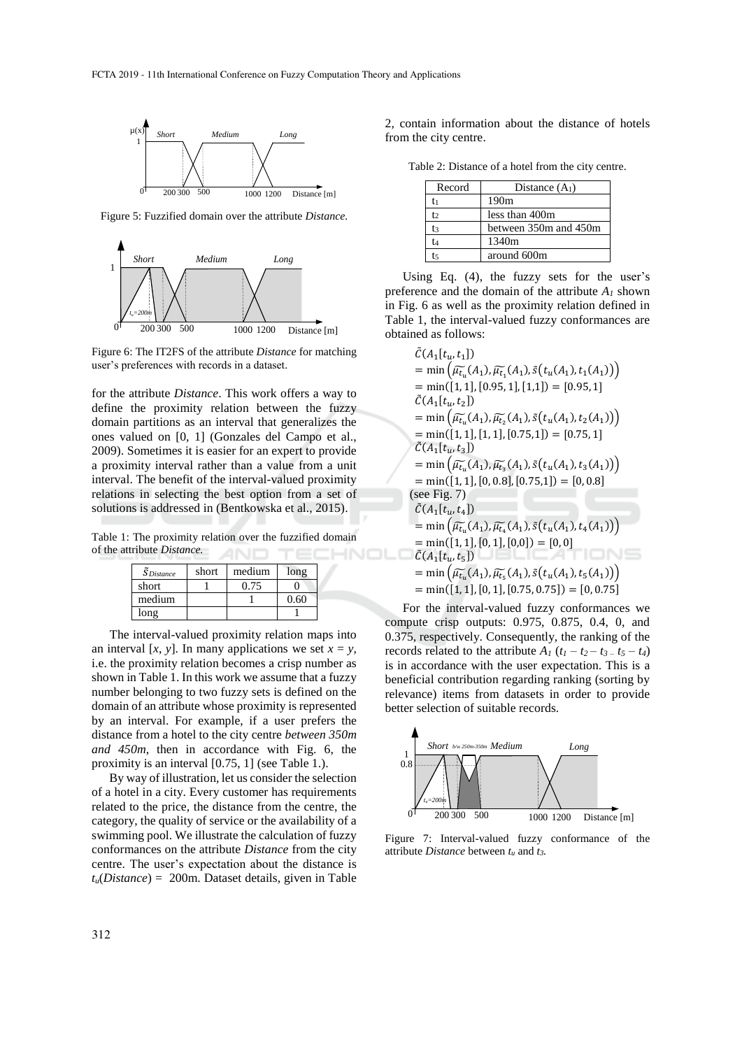Figure 5: Fuzzified domain over the attribute *Distance.*

Figure 6: The IT2FS of the attribute *Distance* for matching user's preferences with records in a dataset.

for the attribute *Distance*. This work offers a way to define the proximity relation between the fuzzy domain partitions as an interval that generalizes the ones valued on [0, 1] (Gonzales del Campo et al., 2009). Sometimes it is easier for an expert to provide a proximity interval rather than a value from a unit interval. The benefit of the interval-valued proximity relations in selecting the best option from a set of solutions is addressed in (Bentkowska et al., 2015).

Table 1: The proximity relation over the fuzzified domain of the attribute *Distance.*

| $\tilde{s}_{Distance}$ | short | medium | long |
|---|---|---|---|
| short | 1 | 0.75 | 0 |
| medium | | 1 | 0.60 |
| long | | | 1 |

The interval-valued proximity relation maps into an interval $[x, y]$. In many applications we set $x = y$, i.e. the proximity relation becomes a crisp number as shown in Table 1. In this work we assume that a fuzzy number belonging to two fuzzy sets is defined on the domain of an attribute whose proximity is represented by an interval. For example, if a user prefers the distance from a hotel to the city centre *between 350m and 450m*, then in accordance with Fig. 6, the proximity is an interval [0.75, 1] (see Table 1.).

By way of illustration, let us consider the selection of a hotel in a city. Every customer has requirements related to the price, the distance from the centre, the category, the quality of service or the availability of a swimming pool. We illustrate the calculation of fuzzy conformances on the attribute *Distance* from the city centre. The user's expectation about the distance is $t_u(Distance) =$ 200m. Dataset details, given in Table 2, contain information about the distance of hotels from the city centre.

Table 2: Distance of a hotel from the city centre.

| Record | Distance ($A_1$) |
|---|---|
| $t_1$ | 190m |
| $t_2$ | less than 400m |
| $t_3$ | between 350m and 450m |
| $t_4$ | 1340m |
| $t_5$ | around 600m |

Using Eq. (4), the fuzzy sets for the user's preference and the domain of the attribute $A_1$ shown in Fig. 6 as well as the proximity relation defined in Table 1, the interval-valued fuzzy conformances are obtained as follows:

$$\tilde{C}(A_1[t_u, t_1]) = \min\left(\widetilde{\mu_{t_u}}(A_1), \widetilde{\mu_{t_1}}(A_1), \tilde{s}\big(t_u(A_1), t_1(A_1)\big)\right) = \min([1,1],[0.95,1],[1,1]) = [0.95,1]$$

$$\tilde{C}(A_1[t_u, t_2]) = \min\left(\widetilde{\mu_{t_u}}(A_1), \widetilde{\mu_{t_2}}(A_1), \tilde{s}\big(t_u(A_1), t_2(A_1)\big)\right) = \min([1,1],[1,1],[0.75,1]) = [0.75,1]$$

$$\tilde{C}(A_1[t_u, t_3]) = \min\left(\widetilde{\mu_{t_u}}(A_1), \widetilde{\mu_{t_3}}(A_1), \tilde{s}\big(t_u(A_1), t_3(A_1)\big)\right) = \min([1,1],[0,0.8],[0.75,1]) = [0,0.8]$$

(see Fig. 7)

$$\tilde{C}(A_1[t_u, t_4]) = \min\left(\widetilde{\mu_{t_u}}(A_1), \widetilde{\mu_{t_4}}(A_1), \tilde{s}\big(t_u(A_1), t_4(A_1)\big)\right) = \min([1,1],[0,1],[0,0]) = [0,0]$$

$$\tilde{C}(A_1[t_u, t_5]) = \min\left(\widetilde{\mu_{t_u}}(A_1), \widetilde{\mu_{t_5}}(A_1), \tilde{s}\big(t_u(A_1), t_5(A_1)\big)\right) = \min([1,1],[0,1],[0.75,0.75]) = [0,0.75]$$

For the interval-valued fuzzy conformances we compute crisp outputs: 0.975, 0.875, 0.4, 0, and 0.375, respectively. Consequently, the ranking of the records related to the attribute $A_1$ ($t_1 - t_2 - t_3 - t_5 - t_4$) is in accordance with the user expectation. This is a beneficial contribution regarding ranking (sorting by relevance) items from datasets in order to provide better selection of suitable records.

Figure 7: Interval-valued fuzzy conformance of the attribute *Distance* between $t_u$ and $t_3$.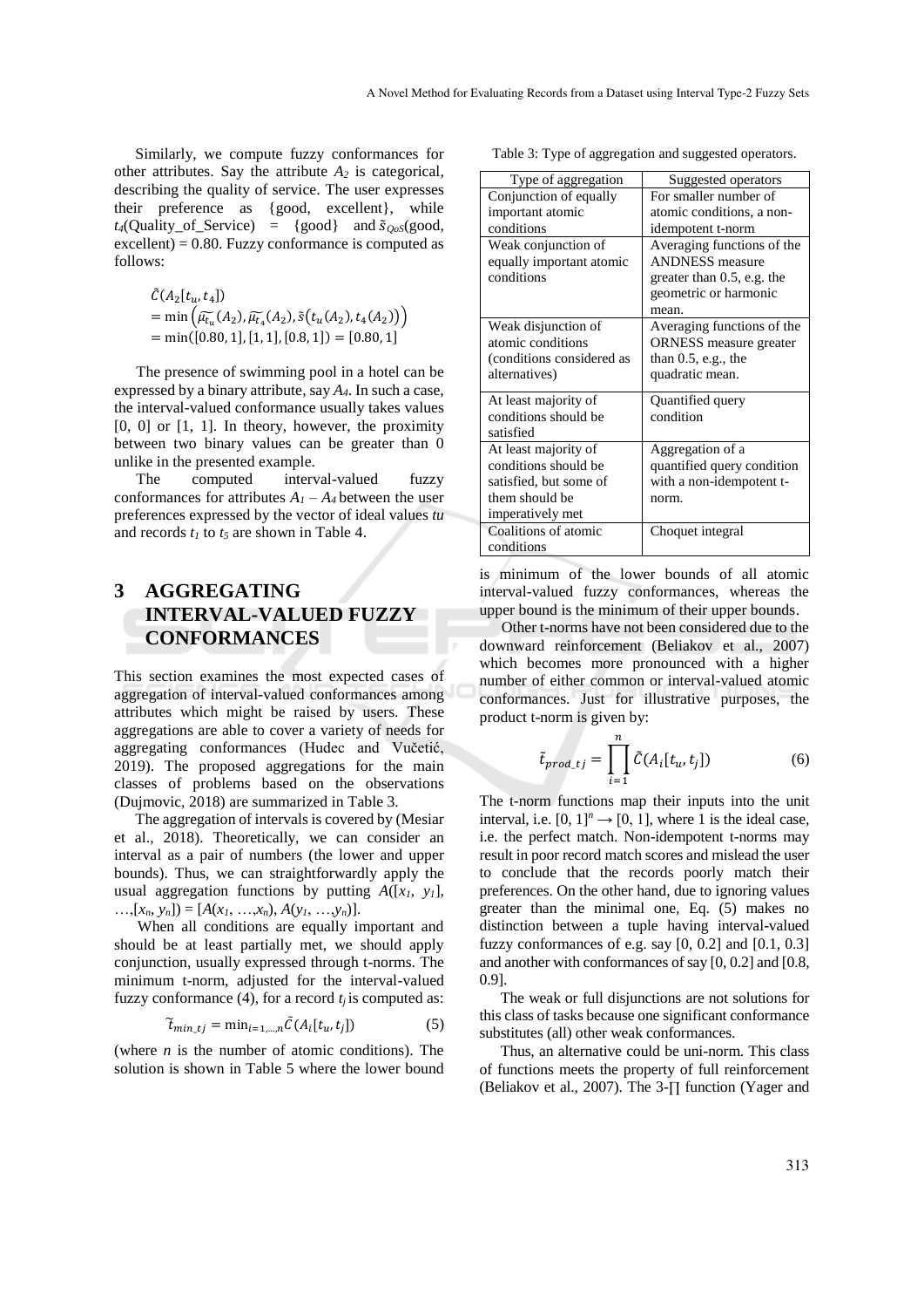Similarly, we compute fuzzy conformances for other attributes. Say the attribute $A_2$ is categorical, describing the quality of service. The user expresses their preference as {good, excellent}, while $t_4$(Quality_of_Service) = {good} and $\tilde{s}_{QoS}$(good, excellent) = 0.80. Fuzzy conformance is computed as follows:

$$
\begin{aligned}
&\tilde{C}(A_2[t_u, t_4]) \\
&= \min\left(\widetilde{\mu_{t_u}}(A_2), \widetilde{\mu_{t_4}}(A_2), \tilde{s}\big(t_u(A_2), t_4(A_2)\big)\right) \\
&= \min([0.80, 1], [1, 1], [0.8, 1]) = [0.80, 1]
\end{aligned}
$$

The presence of swimming pool in a hotel can be expressed by a binary attribute, say $A_4$. In such a case, the interval-valued conformance usually takes values [0, 0] or [1, 1]. In theory, however, the proximity between two binary values can be greater than 0 unlike in the presented example.

The computed interval-valued fuzzy conformances for attributes $A_1$ – $A_4$ between the user preferences expressed by the vector of ideal values *tu* and records $t_1$ to $t_5$ are shown in Table 4.

# 3 AGGREGATING INTERVAL-VALUED FUZZY CONFORMANCES

This section examines the most expected cases of aggregation of interval-valued conformances among attributes which might be raised by users. These aggregations are able to cover a variety of needs for aggregating conformances (Hudec and Vučetić, 2019). The proposed aggregations for the main classes of problems based on the observations (Dujmovic, 2018) are summarized in Table 3.

The aggregation of intervals is covered by (Mesiar et al., 2018). Theoretically, we can consider an interval as a pair of numbers (the lower and upper bounds). Thus, we can straightforwardly apply the usual aggregation functions by putting $A([x_1, y_1], \ldots, [x_n, y_n]) = [A(x_1, \ldots, x_n), A(y_1, \ldots, y_n)]$.

When all conditions are equally important and should be at least partially met, we should apply conjunction, usually expressed through t-norms. The minimum t-norm, adjusted for the interval-valued fuzzy conformance (4), for a record $t_j$ is computed as:

$$\widetilde{t}_{min\_tj} = \min_{i=1,\ldots,n} \tilde{C}(A_i[t_u, t_j]) \tag{5}$$

(where $n$ is the number of atomic conditions). The solution is shown in Table 5 where the lower bound is minimum of the lower bounds of all atomic interval-valued fuzzy conformances, whereas the upper bound is the minimum of their upper bounds.

Table 3: Type of aggregation and suggested operators.

| Type of aggregation | Suggested operators |
|---|---|
| Conjunction of equally important atomic conditions | For smaller number of atomic conditions, a non-idempotent t-norm |
| Weak conjunction of equally important atomic conditions | Averaging functions of the ANDNESS measure greater than 0.5, e.g. the geometric or harmonic mean. |
| Weak disjunction of atomic conditions (conditions considered as alternatives) | Averaging functions of the ORNESS measure greater than 0.5, e.g., the quadratic mean. |
| At least majority of conditions should be satisfied | Quantified query condition |
| At least majority of conditions should be satisfied, but some of them should be imperatively met | Aggregation of a quantified query condition with a non-idempotent t-norm. |
| Coalitions of atomic conditions | Choquet integral |

Other t-norms have not been considered due to the downward reinforcement (Beliakov et al., 2007) which becomes more pronounced with a higher number of either common or interval-valued atomic conformances. Just for illustrative purposes, the product t-norm is given by:

$$\tilde{t}_{prod\_tj} = \prod_{i=1}^{n} \tilde{C}(A_i[t_u, t_j]) \tag{6}$$

The t-norm functions map their inputs into the unit interval, i.e. $[0, 1]^n \rightarrow [0, 1]$, where 1 is the ideal case, i.e. the perfect match. Non-idempotent t-norms may result in poor record match scores and mislead the user to conclude that the records poorly match their preferences. On the other hand, due to ignoring values greater than the minimal one, Eq. (5) makes no distinction between a tuple having interval-valued fuzzy conformances of e.g. say [0, 0.2] and [0.1, 0.3] and another with conformances of say [0, 0.2] and [0.8, 0.9].

The weak or full disjunctions are not solutions for this class of tasks because one significant conformance substitutes (all) other weak conformances.

Thus, an alternative could be uni-norm. This class of functions meets the property of full reinforcement (Beliakov et al., 2007). The 3-∏ function (Yager and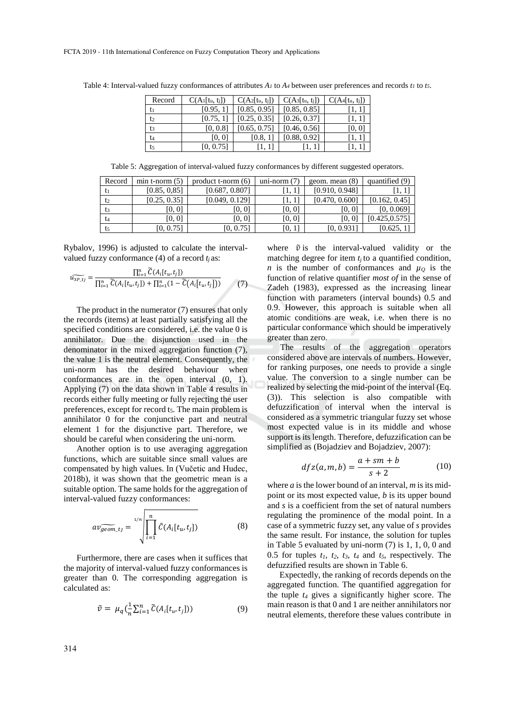Table 4: Interval-valued fuzzy conformances of attributes $A_1$ to $A_4$ between user preferences and records $t_1$ to $t_5$.

| Record | $C(A_1[t_u, t_j])$ | $C(A_2[t_u, t_j])$ | $C(A_3[t_u, t_j])$ | $C(A_4[t_u, t_j])$ |
|---|---|---|---|---|
| $t_1$ | [0.95, 1] | [0.85, 0.95] | [0.85, 0.85] | [1, 1] |
| $t_2$ | [0.75, 1] | [0.25, 0.35] | [0.26, 0.37] | [1, 1] |
| $t_3$ | [0, 0.8] | [0.65, 0.75] | [0.46, 0.56] | [0, 0] |
| $t_4$ | [0, 0] | [0.8, 1] | [0.88, 0.92] | [1, 1] |
| $t_5$ | [0, 0.75] | [1, 1] | [1, 1] | [1, 1] |

Table 5: Aggregation of interval-valued fuzzy conformances by different suggested operators.

| Record | min t-norm (5) | product t-norm (6) | uni-norm (7) | geom. mean (8) | quantified (9) |
|---|---|---|---|---|---|
| $t_1$ | [0.85, 0,85] | [0.687, 0.807] | [1, 1] | [0.910, 0.948] | [1, 1] |
| $t_2$ | [0.25, 0.35] | [0.049, 0.129] | [1, 1] | [0.470, 0.600] | [0.162, 0.45] |
| $t_3$ | [0, 0] | [0, 0] | [0, 0] | [0, 0] | [0, 0.069] |
| $t_4$ | [0, 0] | [0, 0] | [0, 0] | [0, 0] | [0.425,0.575] |
| $t_5$ | [0, 0.75] | [0, 0.75] | [0, 1] | [0, 0.931] | [0.625, 1] |

Rybalov, 1996) is adjusted to calculate the interval-valued fuzzy conformance (4) of a record $t_j$ as:

$$\widetilde{u_{3P\_tj}} = \frac{\prod_{i=1}^{n} \tilde{C}(A_i[t_u, t_j])}{\prod_{i=1}^{n} \tilde{C}(A_i[t_u, t_j]) + \prod_{i=1}^{n}(1 - \tilde{C}(A_i[t_u, t_j]))} \tag{7}$$

The product in the numerator (7) ensures that only the records (items) at least partially satisfying all the specified conditions are considered, i.e. the value 0 is annihilator. Due the disjunction used in the denominator in the mixed aggregation function (7), the value 1 is the neutral element. Consequently, the uni-norm has the desired behaviour when conformances are in the open interval (0, 1). Applying (7) on the data shown in Table 4 results in records either fully meeting or fully rejecting the user preferences, except for record $t_5$. The main problem is annihilator 0 for the conjunctive part and neutral element 1 for the disjunctive part. Therefore, we should be careful when considering the uni-norm.

Another option is to use averaging aggregation functions, which are suitable since small values are compensated by high values. In (Vučetic and Hudec, 2018b), it was shown that the geometric mean is a suitable option. The same holds for the aggregation of interval-valued fuzzy conformances:

$$\widetilde{av_{geom\_tj}} = \sqrt[1/n]{\prod_{i=1}^{n} \tilde{C}(A_i[t_u, t_j])} \tag{8}$$

Furthermore, there are cases when it suffices that the majority of interval-valued fuzzy conformances is greater than 0. The corresponding aggregation is calculated as:

$$\tilde{v} = \mu_q\left(\frac{1}{n}\sum_{i=1}^{n} \tilde{C}(A_i[t_u, t_j])\right) \tag{9}$$

where $\tilde{v}$ is the interval-valued validity or the matching degree for item $t_j$ to a quantified condition, $n$ is the number of conformances and $\mu_Q$ is the function of relative quantifier *most of* in the sense of Zadeh (1983), expressed as the increasing linear function with parameters (interval bounds) 0.5 and 0.9. However, this approach is suitable when all atomic conditions are weak, i.e. when there is no particular conformance which should be imperatively greater than zero.

The results of the aggregation operators considered above are intervals of numbers. However, for ranking purposes, one needs to provide a single value. The conversion to a single number can be realized by selecting the mid-point of the interval (Eq. (3)). This selection is also compatible with defuzzification of interval when the interval is considered as a symmetric triangular fuzzy set whose most expected value is in its middle and whose support is its length. Therefore, defuzzification can be simplified as (Bojadziev and Bojadziev, 2007):

$$dfz(a, m, b) = \frac{a + sm + b}{s + 2} \tag{10}$$

where $a$ is the lower bound of an interval, $m$ is its mid-point or its most expected value, $b$ is its upper bound and $s$ is a coefficient from the set of natural numbers regulating the prominence of the modal point. In a case of a symmetric fuzzy set, any value of $s$ provides the same result. For instance, the solution for tuples in Table 5 evaluated by uni-norm (7) is 1, 1, 0, 0 and 0.5 for tuples $t_1$, $t_2$, $t_3$, $t_4$ and $t_5$, respectively. The defuzzified results are shown in Table 6.

Expectedly, the ranking of records depends on the aggregated function. The quantified aggregation for the tuple $t_4$ gives a significantly higher score. The main reason is that 0 and 1 are neither annihilators nor neutral elements, therefore these values contribute in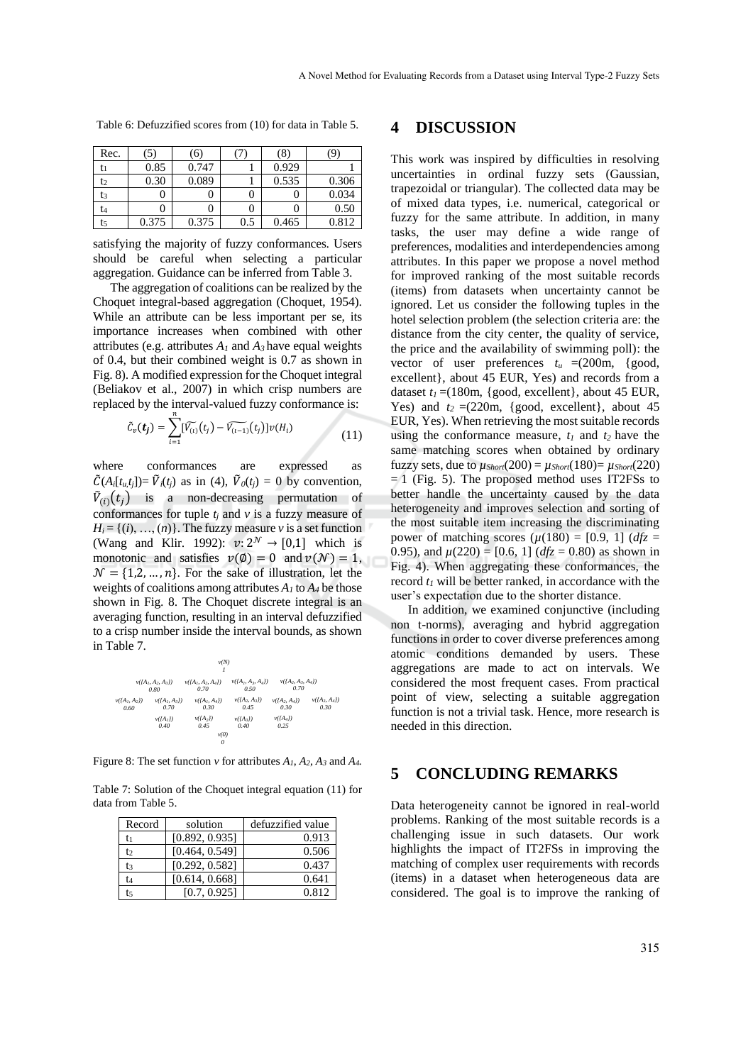Table 6: Defuzzified scores from (10) for data in Table 5.

| Rec. | (5) | (6) | (7) | (8) | (9) |
|---|---|---|---|---|---|
| $t_1$ | 0.85 | 0.747 | 1 | 0.929 | 1 |
| $t_2$ | 0.30 | 0.089 | 1 | 0.535 | 0.306 |
| $t_3$ | 0 | 0 | 0 | 0 | 0.034 |
| $t_4$ | 0 | 0 | 0 | 0 | 0.50 |
| $t_5$ | 0.375 | 0.375 | 0.5 | 0.465 | 0.812 |

satisfying the majority of fuzzy conformances. Users should be careful when selecting a particular aggregation. Guidance can be inferred from Table 3.

The aggregation of coalitions can be realized by the Choquet integral-based aggregation (Choquet, 1954). While an attribute can be less important per se, its importance increases when combined with other attributes (e.g. attributes $A_1$ and $A_3$ have equal weights of 0.4, but their combined weight is 0.7 as shown in Fig. 8). A modified expression for the Choquet integral (Beliakov et al., 2007) in which crisp numbers are replaced by the interval-valued fuzzy conformance is:

$$\tilde{C}_v(\boldsymbol{t_j}) = \sum_{i=1}^{n} [\widetilde{V_{(i)}}(t_j) - \widetilde{V_{(i-1)}}(t_j)] v(H_i) \tag{11}$$

where conformances are expressed as $\tilde{C}(A_i[t_u, t_j]) = \tilde{V}_i(t_j)$ as in (4), $\tilde{V}_0(t_j) = 0$ by convention, $\tilde{V}_{(i)}(t_j)$ is a non-decreasing permutation of conformances for tuple $t_j$ and $v$ is a fuzzy measure of $H_i = \{(i), \ldots, (n)\}$. The fuzzy measure $v$ is a set function (Wang and Klir. 1992): $v: 2^{\mathcal{N}} \rightarrow [0,1]$ which is monotonic and satisfies $v(\emptyset) = 0$ and $v(\mathcal{N}) = 1$, $\mathcal{N} = \{1, 2, \ldots, n\}$. For the sake of illustration, let the weights of coalitions among attributes $A_1$ to $A_4$ be those shown in Fig. 8. The Choquet discrete integral is an averaging function, resulting in an interval defuzzified to a crisp number inside the interval bounds, as shown in Table 7.

$v(N)$ = 1

$v(\{A_1, A_2, A_3\})$ = 0.80; $v(\{A_1, A_2, A_4\})$ = 0.70; $v(\{A_1, A_3, A_4\})$ = 0.50; $v(\{A_2, A_3, A_4\})$ = 0.70

$v(\{A_1, A_2\})$ = 0.60; $v(\{A_1, A_3\})$ = 0.70; $v(\{A_1, A_4\})$ = 0.30; $v(\{A_2, A_3\})$ = 0.45; $v(\{A_2, A_4\})$ = 0.30; $v(\{A_3, A_4\})$ = 0.30

$v(\{A_1\})$ = 0.40; $v(\{A_2\})$ = 0.45; $v(\{A_3\})$ = 0.40; $v(\{A_4\})$ = 0.25

$v(\emptyset)$ = 0

Figure 8: The set function $v$ for attributes $A_1$, $A_2$, $A_3$ and $A_4$.

Table 7: Solution of the Choquet integral equation (11) for data from Table 5.

| Record | solution | defuzzified value |
|---|---|---|
| $t_1$ | [0.892, 0.935] | 0.913 |
| $t_2$ | [0.464, 0.549] | 0.506 |
| $t_3$ | [0.292, 0.582] | 0.437 |
| $t_4$ | [0.614, 0.668] | 0.641 |
| $t_5$ | [0.7, 0.925] | 0.812 |

## 4 DISCUSSION

This work was inspired by difficulties in resolving uncertainties in ordinal fuzzy sets (Gaussian, trapezoidal or triangular). The collected data may be of mixed data types, i.e. numerical, categorical or fuzzy for the same attribute. In addition, in many tasks, the user may define a wide range of preferences, modalities and interdependencies among attributes. In this paper we propose a novel method for improved ranking of the most suitable records (items) from datasets when uncertainty cannot be ignored. Let us consider the following tuples in the hotel selection problem (the selection criteria are: the distance from the city center, the quality of service, the price and the availability of swimming poll): the vector of user preferences $t_u$ =(200m, {good, excellent}, about 45 EUR, Yes) and records from a dataset $t_1$ =(180m, {good, excellent}, about 45 EUR, Yes) and $t_2$ =(220m, {good, excellent}, about 45 EUR, Yes). When retrieving the most suitable records using the conformance measure, $t_1$ and $t_2$ have the same matching scores when obtained by ordinary fuzzy sets, due to $\mu_{Short}(200) = \mu_{Short}(180) = \mu_{Short}(220) = 1$ (Fig. 5). The proposed method uses IT2FSs to better handle the uncertainty caused by the data heterogeneity and improves selection and sorting of the most suitable item increasing the discriminating power of matching scores ($\mu(180) = [0.9, 1]$ ($dfz$ = 0.95), and $\mu(220) = [0.6, 1]$ ($dfz$ = 0.80) as shown in Fig. 4). When aggregating these conformances, the record $t_1$ will be better ranked, in accordance with the user's expectation due to the shorter distance.

In addition, we examined conjunctive (including non t-norms), averaging and hybrid aggregation functions in order to cover diverse preferences among atomic conditions demanded by users. These aggregations are made to act on intervals. We considered the most frequent cases. From practical point of view, selecting a suitable aggregation function is not a trivial task. Hence, more research is needed in this direction.

## 5 CONCLUDING REMARKS

Data heterogeneity cannot be ignored in real-world problems. Ranking of the most suitable records is a challenging issue in such datasets. Our work highlights the impact of IT2FSs in improving the matching of complex user requirements with records (items) in a dataset when heterogeneous data are considered. The goal is to improve the ranking of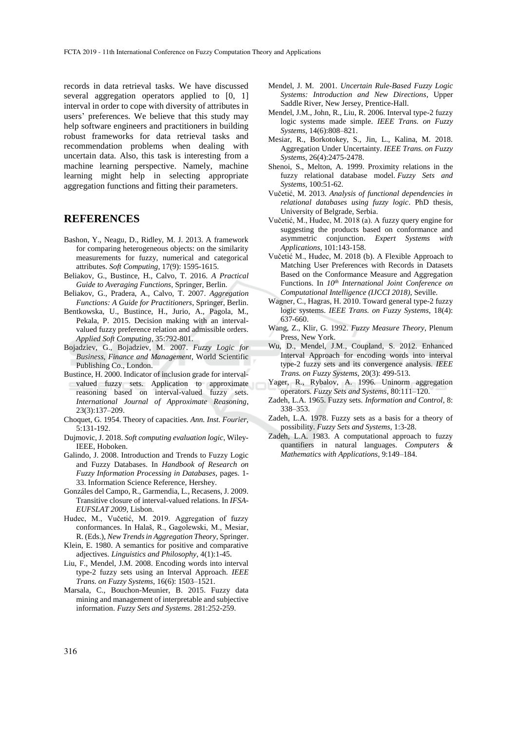records in data retrieval tasks. We have discussed several aggregation operators applied to [0, 1] interval in order to cope with diversity of attributes in users' preferences. We believe that this study may help software engineers and practitioners in building robust frameworks for data retrieval tasks and recommendation problems when dealing with uncertain data. Also, this task is interesting from a machine learning perspective. Namely, machine learning might help in selecting appropriate aggregation functions and fitting their parameters.

## REFERENCES

Bashon, Y., Neagu, D., Ridley, M. J. 2013. A framework for comparing heterogeneous objects: on the similarity measurements for fuzzy, numerical and categorical attributes. *Soft Computing*, 17(9): 1595-1615.

Beliakov, G., Bustince, H., Calvo, T. 2016. *A Practical Guide to Averaging Functions*, Springer, Berlin.

Beliakov, G., Pradera, A., Calvo, T. 2007. *Aggregation Functions: A Guide for Practitioners*, Springer, Berlin.

Bentkowska, U., Bustince, H., Jurio, A., Pagola, M., Pekala, P. 2015. Decision making with an interval-valued fuzzy preference relation and admissible orders. *Applied Soft Computing*, 35:792-801.

Bojadziev, G., Bojadziev, M. 2007. *Fuzzy Logic for Business, Finance and Management*, World Scientific Publishing Co., London.

Bustince, H. 2000. Indicator of inclusion grade for interval-valued fuzzy sets. Application to approximate reasoning based on interval-valued fuzzy sets. *International Journal of Approximate Reasoning*, 23(3):137–209.

Choquet, G. 1954. Theory of capacities. *Ann. Inst. Fourier*, 5:131-192.

Dujmovic, J. 2018. *Soft computing evaluation logic*, Wiley-IEEE, Hoboken.

Galindo, J. 2008. Introduction and Trends to Fuzzy Logic and Fuzzy Databases. In *Handbook of Research on Fuzzy Information Processing in Databases*, pages. 1-33. Information Science Reference, Hershey.

Gonzáles del Campo, R., Garmendia, L., Recasens, J. 2009. Transitive closure of interval-valued relations. In *IFSA-EUFSLAT 2009*, Lisbon.

Hudec, M., Vučetić, M. 2019. Aggregation of fuzzy conformances. In Halaš, R., Gagolewski, M., Mesiar, R. (Eds.), *New Trends in Aggregation Theory*, Springer.

Klein, E. 1980. A semantics for positive and comparative adjectives. *Linguistics and Philosophy*, 4(1):1-45.

Liu, F., Mendel, J.M. 2008. Encoding words into interval type-2 fuzzy sets using an Interval Approach. *IEEE Trans. on Fuzzy Systems*, 16(6): 1503–1521.

Marsala, C., Bouchon-Meunier, B. 2015. Fuzzy data mining and management of interpretable and subjective information. *Fuzzy Sets and Systems*. 281:252-259.

Mendel, J. M. 2001. *Uncertain Rule-Based Fuzzy Logic Systems: Introduction and New Directions*, Upper Saddle River, New Jersey, Prentice-Hall.

Mendel, J.M., John, R., Liu, R. 2006. Interval type-2 fuzzy logic systems made simple. *IEEE Trans. on Fuzzy Systems*, 14(6):808–821.

Mesiar, R., Borkotokey, S., Jin, L., Kalina, M. 2018. Aggregation Under Uncertainty. *IEEE Trans. on Fuzzy Systems*, 26(4):2475-2478.

Shenoi, S., Melton, A. 1999. Proximity relations in the fuzzy relational database model. *Fuzzy Sets and Systems*, 100:51-62.

Vučetić, M. 2013. *Analysis of functional dependencies in relational databases using fuzzy logic*. PhD thesis, University of Belgrade, Serbia.

Vučetić, M., Hudec, M. 2018 (a). A fuzzy query engine for suggesting the products based on conformance and asymmetric conjunction. *Expert Systems with Applications*, 101:143-158.

Vučetić M., Hudec, M. 2018 (b). A Flexible Approach to Matching User Preferences with Records in Datasets Based on the Conformance Measure and Aggregation Functions. In *10th International Joint Conference on Computational Intelligence (IJCCI 2018)*, Seville.

Wagner, C., Hagras, H. 2010. Toward general type-2 fuzzy logic systems. *IEEE Trans. on Fuzzy Systems*, 18(4): 637-660.

Wang, Z., Klir, G. 1992. *Fuzzy Measure Theory*, Plenum Press, New York.

Wu, D., Mendel, J.M., Coupland, S. 2012. Enhanced Interval Approach for encoding words into interval type-2 fuzzy sets and its convergence analysis. *IEEE Trans. on Fuzzy Systems*, 20(3): 499-513.

Yager, R., Rybalov, A. 1996. Uninorm aggregation operators. *Fuzzy Sets and Systems*, 80:111–120.

Zadeh, L.A. 1965. Fuzzy sets. *Information and Control*, 8: 338–353.

Zadeh, L.A. 1978. Fuzzy sets as a basis for a theory of possibility. *Fuzzy Sets and Systems*, 1:3-28.

Zadeh, L.A. 1983. A computational approach to fuzzy quantifiers in natural languages. *Computers & Mathematics with Applications*, 9:149–184.